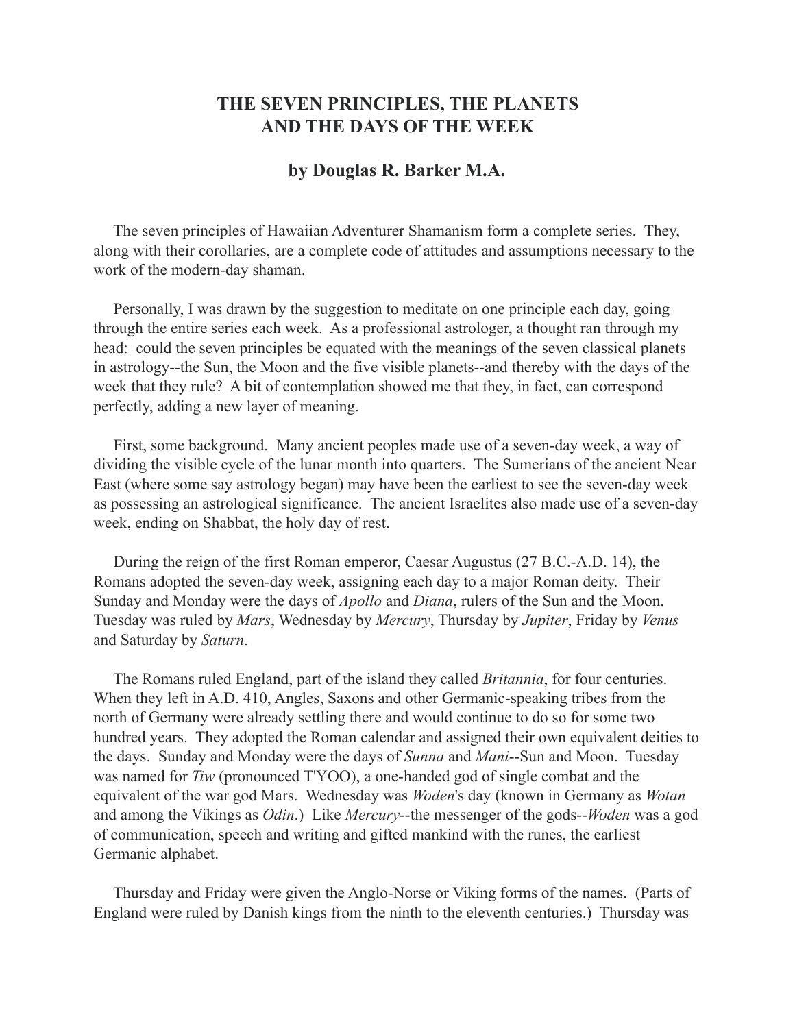# THE SEVEN PRINCIPLES, THE PLANETS AND THE DAYS OF THE WEEK

## by Douglas R. Barker M.A.

The seven principles of Hawaiian Adventurer Shamanism form a complete series. They, along with their corollaries, are a complete code of attitudes and assumptions necessary to the work of the modern-day shaman.

Personally, I was drawn by the suggestion to meditate on one principle each day, going through the entire series each week. As a professional astrologer, a thought ran through my head: could the seven principles be equated with the meanings of the seven classical planets in astrology--the Sun, the Moon and the five visible planets--and thereby with the days of the week that they rule? A bit of contemplation showed me that they, in fact, can correspond perfectly, adding a new layer of meaning.

First, some background. Many ancient peoples made use of a seven-day week, a way of dividing the visible cycle of the lunar month into quarters. The Sumerians of the ancient Near East (where some say astrology began) may have been the earliest to see the seven-day week as possessing an astrological significance. The ancient Israelites also made use of a seven-day week, ending on Shabbat, the holy day of rest.

During the reign of the first Roman emperor, Caesar Augustus (27 B.C.-A.D. 14), the Romans adopted the seven-day week, assigning each day to a major Roman deity. Their Sunday and Monday were the days of *Apollo* and *Diana*, rulers of the Sun and the Moon. Tuesday was ruled by *Mars*, Wednesday by *Mercury*, Thursday by *Jupiter*, Friday by *Venus* and Saturday by *Saturn*.

The Romans ruled England, part of the island they called *Britannia*, for four centuries. When they left in A.D. 410, Angles, Saxons and other Germanic-speaking tribes from the north of Germany were already settling there and would continue to do so for some two hundred years. They adopted the Roman calendar and assigned their own equivalent deities to the days. Sunday and Monday were the days of *Sunna* and *Mani*--Sun and Moon. Tuesday was named for *Tiw* (pronounced T'YOO), a one-handed god of single combat and the equivalent of the war god Mars. Wednesday was *Woden*'s day (known in Germany as *Wotan* and among the Vikings as *Odin*.) Like *Mercury*--the messenger of the gods--*Woden* was a god of communication, speech and writing and gifted mankind with the runes, the earliest Germanic alphabet.

Thursday and Friday were given the Anglo-Norse or Viking forms of the names. (Parts of England were ruled by Danish kings from the ninth to the eleventh centuries.) Thursday was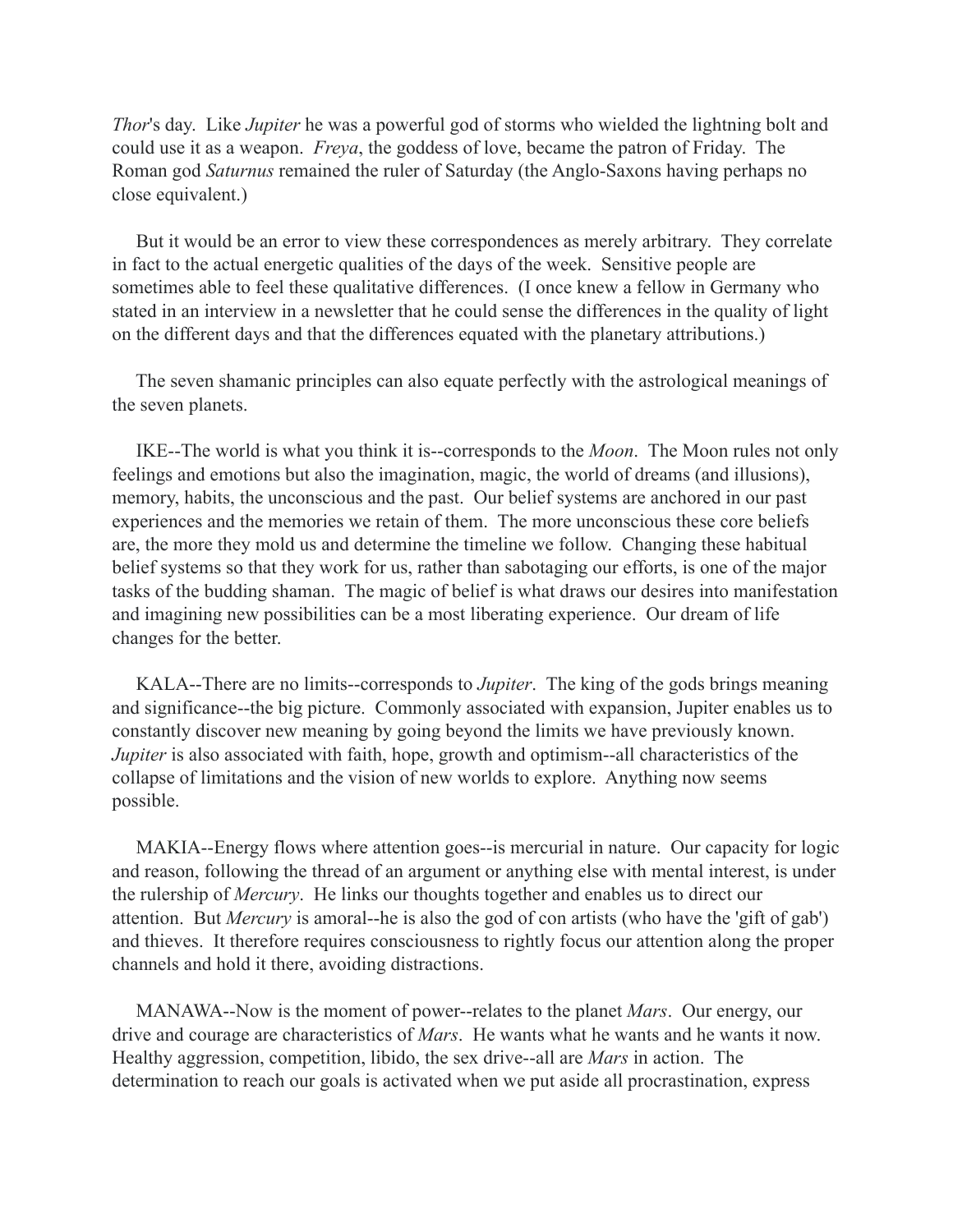*Thor*'s day. Like *Jupiter* he was a powerful god of storms who wielded the lightning bolt and could use it as a weapon. *Freya*, the goddess of love, became the patron of Friday. The Roman god *Saturnus* remained the ruler of Saturday (the Anglo-Saxons having perhaps no close equivalent.)

But it would be an error to view these correspondences as merely arbitrary. They correlate in fact to the actual energetic qualities of the days of the week. Sensitive people are sometimes able to feel these qualitative differences. (I once knew a fellow in Germany who stated in an interview in a newsletter that he could sense the differences in the quality of light on the different days and that the differences equated with the planetary attributions.)

The seven shamanic principles can also equate perfectly with the astrological meanings of the seven planets.

IKE--The world is what you think it is--corresponds to the *Moon*. The Moon rules not only feelings and emotions but also the imagination, magic, the world of dreams (and illusions), memory, habits, the unconscious and the past. Our belief systems are anchored in our past experiences and the memories we retain of them. The more unconscious these core beliefs are, the more they mold us and determine the timeline we follow. Changing these habitual belief systems so that they work for us, rather than sabotaging our efforts, is one of the major tasks of the budding shaman. The magic of belief is what draws our desires into manifestation and imagining new possibilities can be a most liberating experience. Our dream of life changes for the better.

KALA--There are no limits--corresponds to *Jupiter*. The king of the gods brings meaning and significance--the big picture. Commonly associated with expansion, Jupiter enables us to constantly discover new meaning by going beyond the limits we have previously known. *Jupiter* is also associated with faith, hope, growth and optimism--all characteristics of the collapse of limitations and the vision of new worlds to explore. Anything now seems possible.

MAKIA--Energy flows where attention goes--is mercurial in nature. Our capacity for logic and reason, following the thread of an argument or anything else with mental interest, is under the rulership of *Mercury*. He links our thoughts together and enables us to direct our attention. But *Mercury* is amoral--he is also the god of con artists (who have the 'gift of gab') and thieves. It therefore requires consciousness to rightly focus our attention along the proper channels and hold it there, avoiding distractions.

MANAWA--Now is the moment of power--relates to the planet *Mars*. Our energy, our drive and courage are characteristics of *Mars*. He wants what he wants and he wants it now. Healthy aggression, competition, libido, the sex drive--all are *Mars* in action. The determination to reach our goals is activated when we put aside all procrastination, express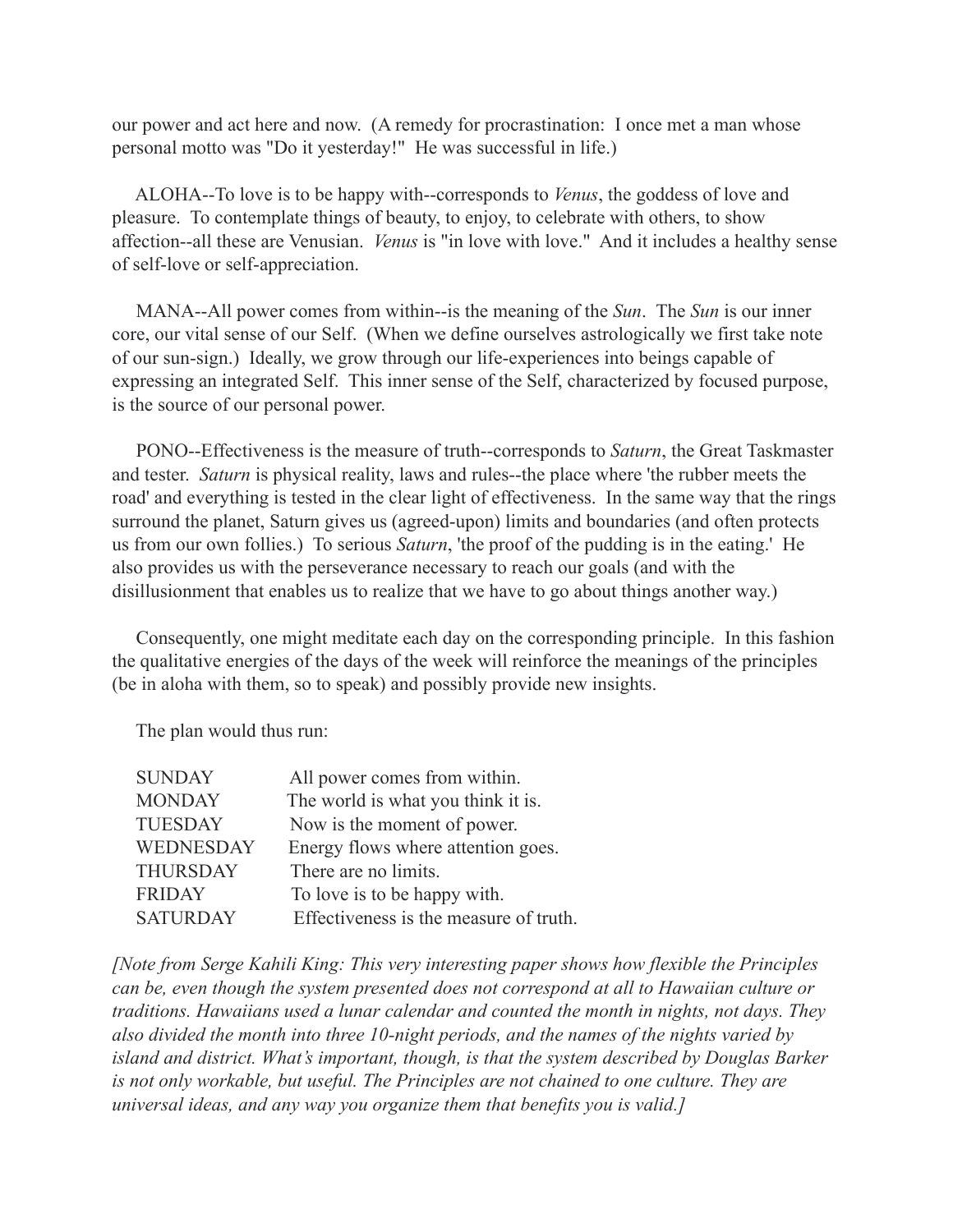our power and act here and now. (A remedy for procrastination: I once met a man whose personal motto was "Do it yesterday!" He was successful in life.)

ALOHA--To love is to be happy with--corresponds to *Venus*, the goddess of love and pleasure. To contemplate things of beauty, to enjoy, to celebrate with others, to show affection--all these are Venusian. *Venus* is "in love with love." And it includes a healthy sense of self-love or self-appreciation.

MANA--All power comes from within--is the meaning of the *Sun*. The *Sun* is our inner core, our vital sense of our Self. (When we define ourselves astrologically we first take note of our sun-sign.) Ideally, we grow through our life-experiences into beings capable of expressing an integrated Self. This inner sense of the Self, characterized by focused purpose, is the source of our personal power.

PONO--Effectiveness is the measure of truth--corresponds to *Saturn*, the Great Taskmaster and tester. *Saturn* is physical reality, laws and rules--the place where 'the rubber meets the road' and everything is tested in the clear light of effectiveness. In the same way that the rings surround the planet, Saturn gives us (agreed-upon) limits and boundaries (and often protects us from our own follies.) To serious *Saturn*, 'the proof of the pudding is in the eating.' He also provides us with the perseverance necessary to reach our goals (and with the disillusionment that enables us to realize that we have to go about things another way.)

Consequently, one might meditate each day on the corresponding principle. In this fashion the qualitative energies of the days of the week will reinforce the meanings of the principles (be in aloha with them, so to speak) and possibly provide new insights.

The plan would thus run:

| | |
|---|---|
| SUNDAY | All power comes from within. |
| MONDAY | The world is what you think it is. |
| TUESDAY | Now is the moment of power. |
| WEDNESDAY | Energy flows where attention goes. |
| THURSDAY | There are no limits. |
| FRIDAY | To love is to be happy with. |
| SATURDAY | Effectiveness is the measure of truth. |

*[Note from Serge Kahili King: This very interesting paper shows how flexible the Principles can be, even though the system presented does not correspond at all to Hawaiian culture or traditions. Hawaiians used a lunar calendar and counted the month in nights, not days. They also divided the month into three 10-night periods, and the names of the nights varied by island and district. What's important, though, is that the system described by Douglas Barker is not only workable, but useful. The Principles are not chained to one culture. They are universal ideas, and any way you organize them that benefits you is valid.]*